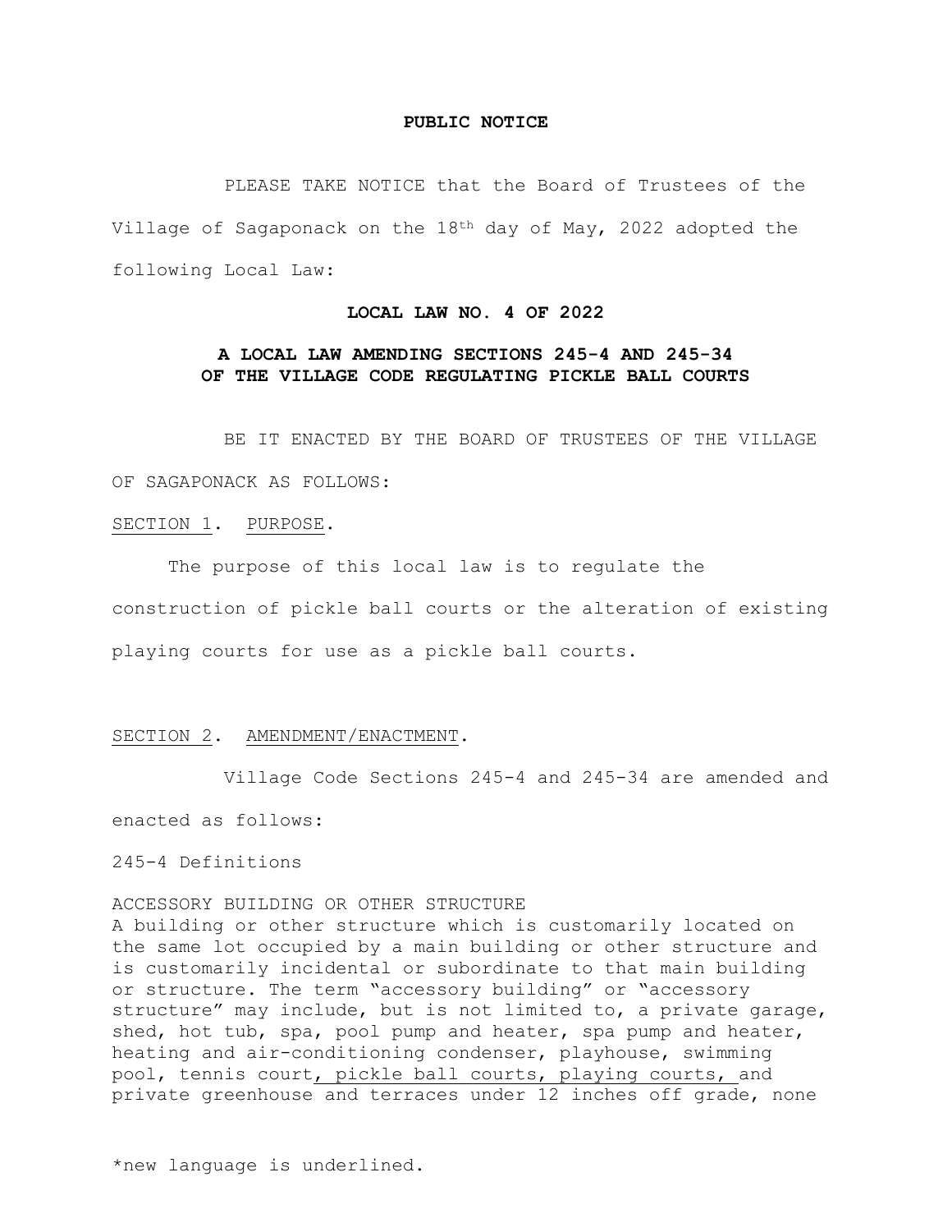**PUBLIC NOTICE**

PLEASE TAKE NOTICE that the Board of Trustees of the Village of Sagaponack on the 18th day of May, 2022 adopted the following Local Law:

**LOCAL LAW NO. 4 OF 2022**

**A LOCAL LAW AMENDING SECTIONS 245-4 AND 245-34 OF THE VILLAGE CODE REGULATING PICKLE BALL COURTS**

BE IT ENACTED BY THE BOARD OF TRUSTEES OF THE VILLAGE OF SAGAPONACK AS FOLLOWS:

<u>SECTION 1</u>. <u>PURPOSE</u>.

The purpose of this local law is to regulate the construction of pickle ball courts or the alteration of existing playing courts for use as a pickle ball courts.

<u>SECTION 2</u>. <u>AMENDMENT/ENACTMENT</u>.

Village Code Sections 245-4 and 245-34 are amended and enacted as follows:

245-4 Definitions

ACCESSORY BUILDING OR OTHER STRUCTURE
A building or other structure which is customarily located on the same lot occupied by a main building or other structure and is customarily incidental or subordinate to that main building or structure. The term "accessory building" or "accessory structure" may include, but is not limited to, a private garage, shed, hot tub, spa, pool pump and heater, spa pump and heater, heating and air-conditioning condenser, playhouse, swimming pool, tennis court<u>, pickle ball courts, playing courts, </u>and private greenhouse and terraces under 12 inches off grade, none

\*new language is underlined.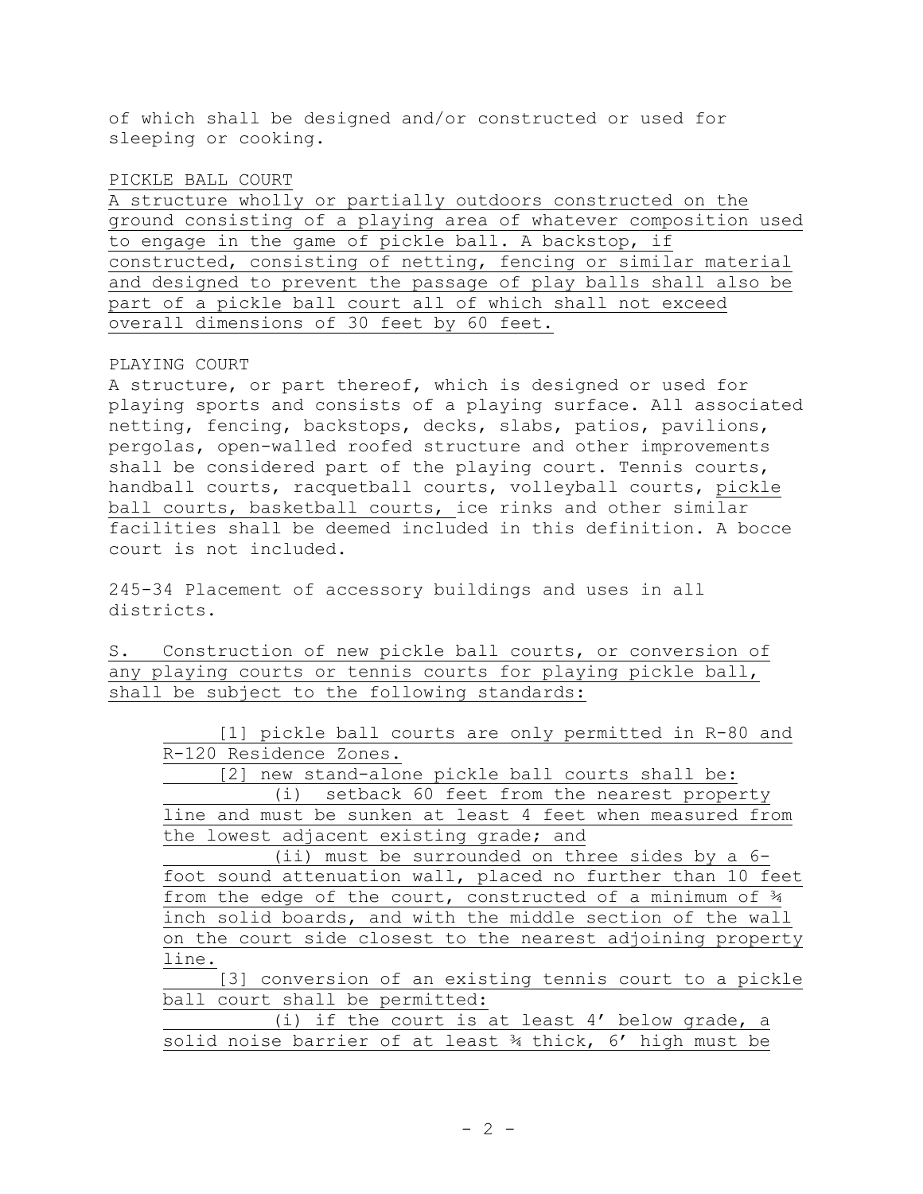of which shall be designed and/or constructed or used for sleeping or cooking.

PICKLE BALL COURT

A structure wholly or partially outdoors constructed on the ground consisting of a playing area of whatever composition used to engage in the game of pickle ball. A backstop, if constructed, consisting of netting, fencing or similar material and designed to prevent the passage of play balls shall also be part of a pickle ball court all of which shall not exceed overall dimensions of 30 feet by 60 feet.

PLAYING COURT

A structure, or part thereof, which is designed or used for playing sports and consists of a playing surface. All associated netting, fencing, backstops, decks, slabs, patios, pavilions, pergolas, open-walled roofed structure and other improvements shall be considered part of the playing court. Tennis courts, handball courts, racquetball courts, volleyball courts, pickle ball courts, basketball courts, ice rinks and other similar facilities shall be deemed included in this definition. A bocce court is not included.

245-34 Placement of accessory buildings and uses in all districts.

S. Construction of new pickle ball courts, or conversion of any playing courts or tennis courts for playing pickle ball, shall be subject to the following standards:

[1] pickle ball courts are only permitted in R-80 and R-120 Residence Zones.

[2] new stand-alone pickle ball courts shall be:

(i) setback 60 feet from the nearest property line and must be sunken at least 4 feet when measured from the lowest adjacent existing grade; and

(ii) must be surrounded on three sides by a 6-foot sound attenuation wall, placed no further than 10 feet from the edge of the court, constructed of a minimum of ¾ inch solid boards, and with the middle section of the wall on the court side closest to the nearest adjoining property line.

[3] conversion of an existing tennis court to a pickle ball court shall be permitted:

(i) if the court is at least 4' below grade, a solid noise barrier of at least ¾ thick, 6' high must be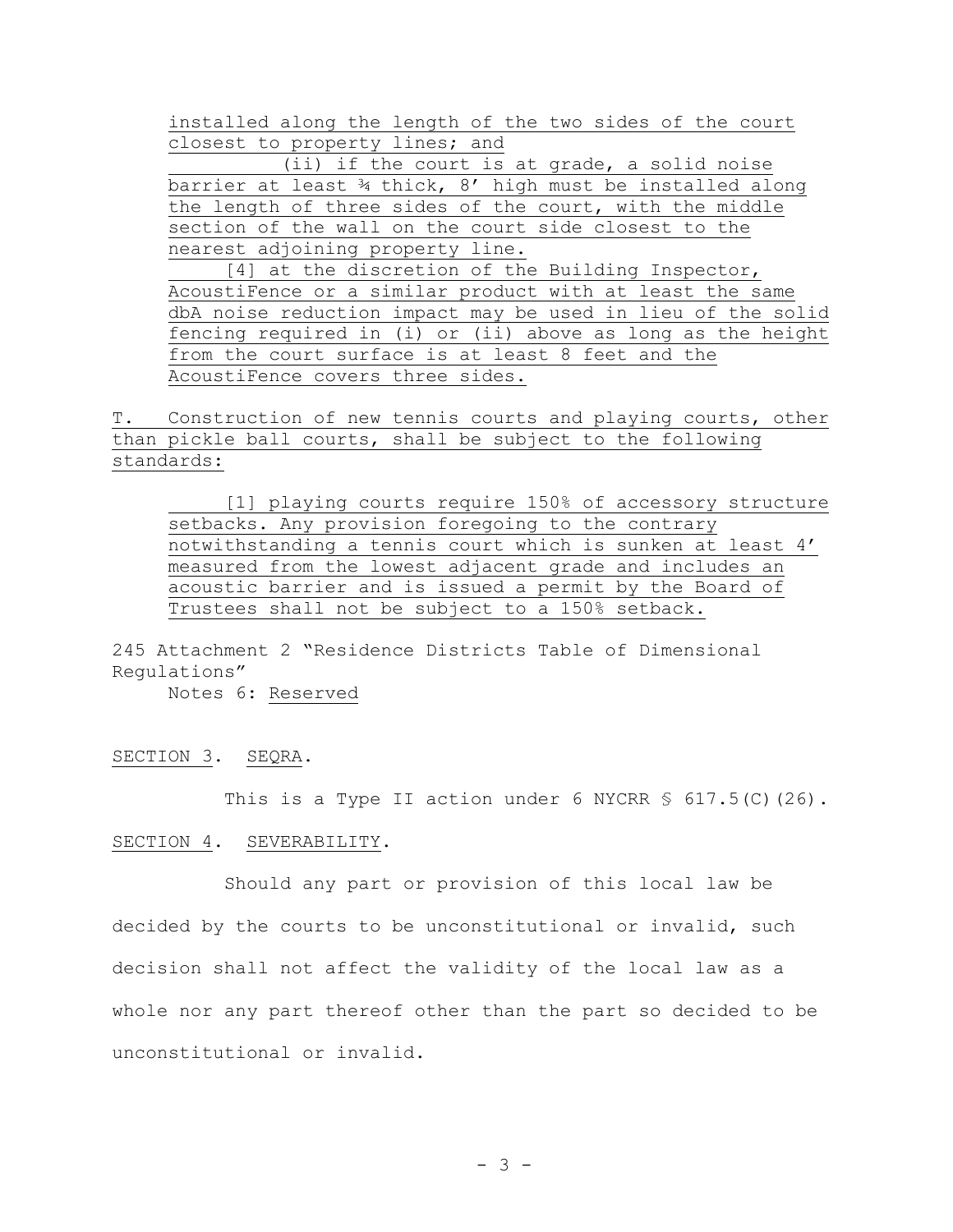installed along the length of the two sides of the court closest to property lines; and

(ii) if the court is at grade, a solid noise barrier at least ¾ thick, 8′ high must be installed along the length of three sides of the court, with the middle section of the wall on the court side closest to the nearest adjoining property line.

[4] at the discretion of the Building Inspector, AcoustiFence or a similar product with at least the same dbA noise reduction impact may be used in lieu of the solid fencing required in (i) or (ii) above as long as the height from the court surface is at least 8 feet and the AcoustiFence covers three sides.

T. Construction of new tennis courts and playing courts, other than pickle ball courts, shall be subject to the following standards:

[1] playing courts require 150% of accessory structure setbacks. Any provision foregoing to the contrary notwithstanding a tennis court which is sunken at least 4′ measured from the lowest adjacent grade and includes an acoustic barrier and is issued a permit by the Board of Trustees shall not be subject to a 150% setback.

245 Attachment 2 "Residence Districts Table of Dimensional Regulations"

Notes 6: Reserved

SECTION 3. SEQRA.

This is a Type II action under 6 NYCRR § 617.5(C)(26).

SECTION 4. SEVERABILITY.

Should any part or provision of this local law be decided by the courts to be unconstitutional or invalid, such decision shall not affect the validity of the local law as a whole nor any part thereof other than the part so decided to be unconstitutional or invalid.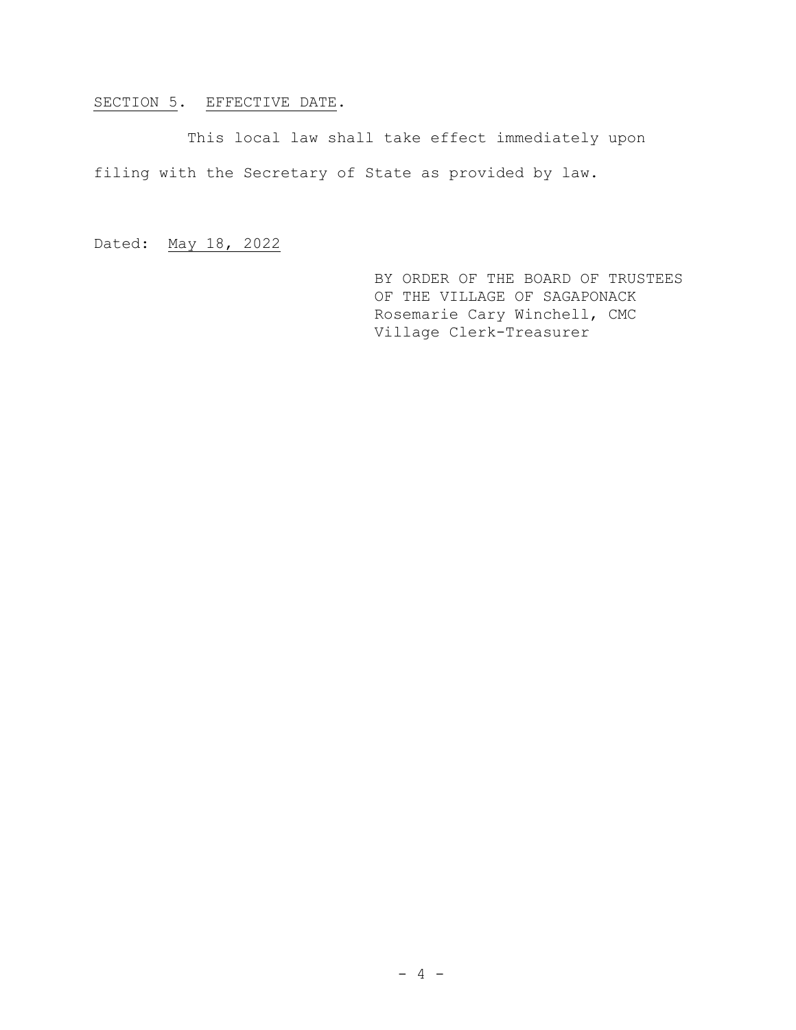SECTION 5. EFFECTIVE DATE.

This local law shall take effect immediately upon filing with the Secretary of State as provided by law.

Dated: May 18, 2022

BY ORDER OF THE BOARD OF TRUSTEES
OF THE VILLAGE OF SAGAPONACK
Rosemarie Cary Winchell, CMC
Village Clerk-Treasurer